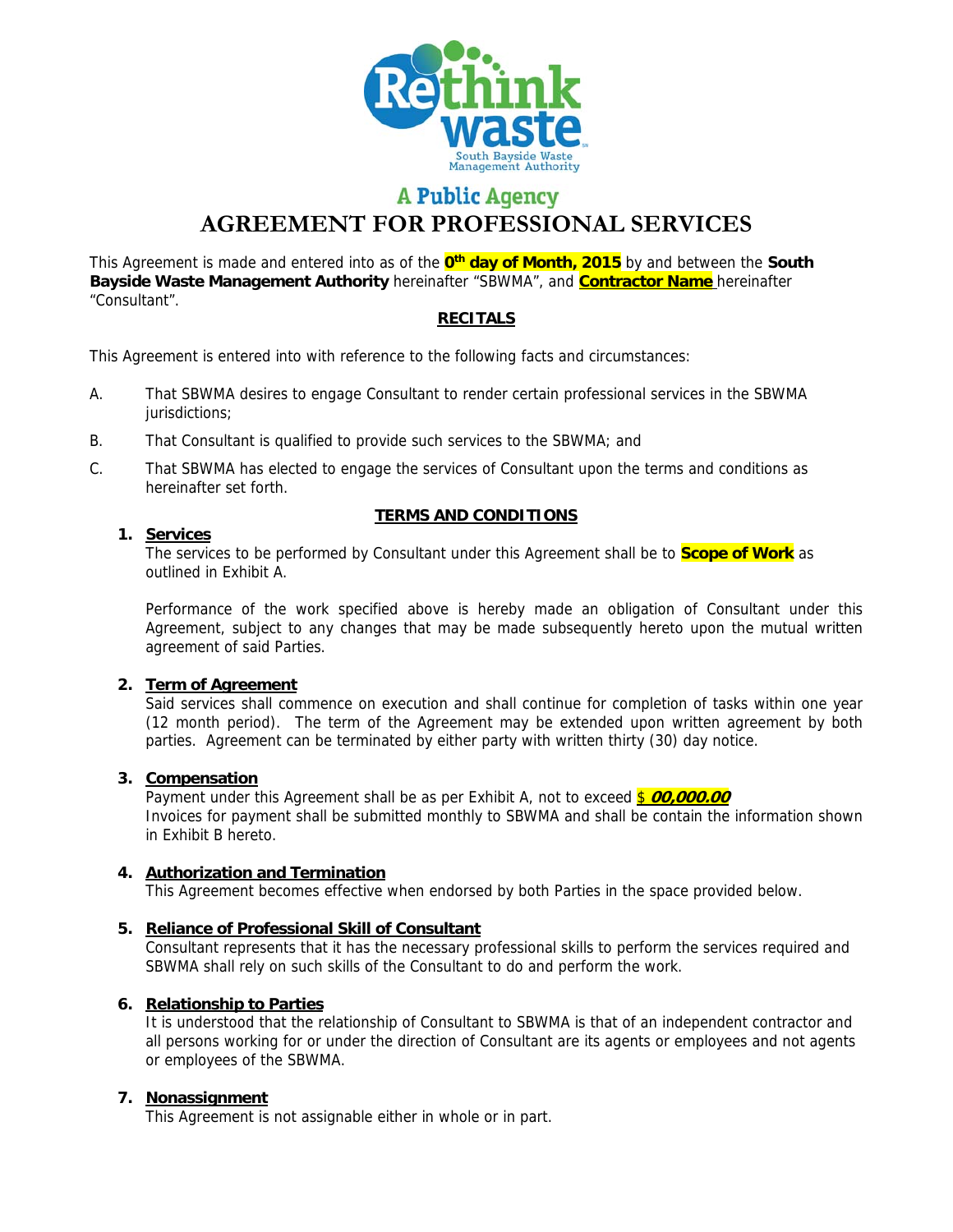Rethink waste
South Bayside Waste Management Authority

A Public Agency

# AGREEMENT FOR PROFESSIONAL SERVICES

This Agreement is made and entered into as of the **0th day of Month, 2015** by and between the **South Bayside Waste Management Authority** hereinafter "SBWMA", and **Contractor Name** hereinafter "Consultant".

## RECITALS

This Agreement is entered into with reference to the following facts and circumstances:

A. That SBWMA desires to engage Consultant to render certain professional services in the SBWMA jurisdictions;

B. That Consultant is qualified to provide such services to the SBWMA; and

C. That SBWMA has elected to engage the services of Consultant upon the terms and conditions as hereinafter set forth.

## TERMS AND CONDITIONS

1. **Services**

   The services to be performed by Consultant under this Agreement shall be to **Scope of Work** as outlined in Exhibit A.

   Performance of the work specified above is hereby made an obligation of Consultant under this Agreement, subject to any changes that may be made subsequently hereto upon the mutual written agreement of said Parties.

2. **Term of Agreement**

   Said services shall commence on execution and shall continue for completion of tasks within one year (12 month period). The term of the Agreement may be extended upon written agreement by both parties. Agreement can be terminated by either party with written thirty (30) day notice.

3. **Compensation**

   Payment under this Agreement shall be as per Exhibit A, not to exceed $ ***00,000.00***

   Invoices for payment shall be submitted monthly to SBWMA and shall be contain the information shown in Exhibit B hereto.

4. **Authorization and Termination**

   This Agreement becomes effective when endorsed by both Parties in the space provided below.

5. **Reliance of Professional Skill of Consultant**

   Consultant represents that it has the necessary professional skills to perform the services required and SBWMA shall rely on such skills of the Consultant to do and perform the work.

6. **Relationship to Parties**

   It is understood that the relationship of Consultant to SBWMA is that of an independent contractor and all persons working for or under the direction of Consultant are its agents or employees and not agents or employees of the SBWMA.

7. **Nonassignment**

   This Agreement is not assignable either in whole or in part.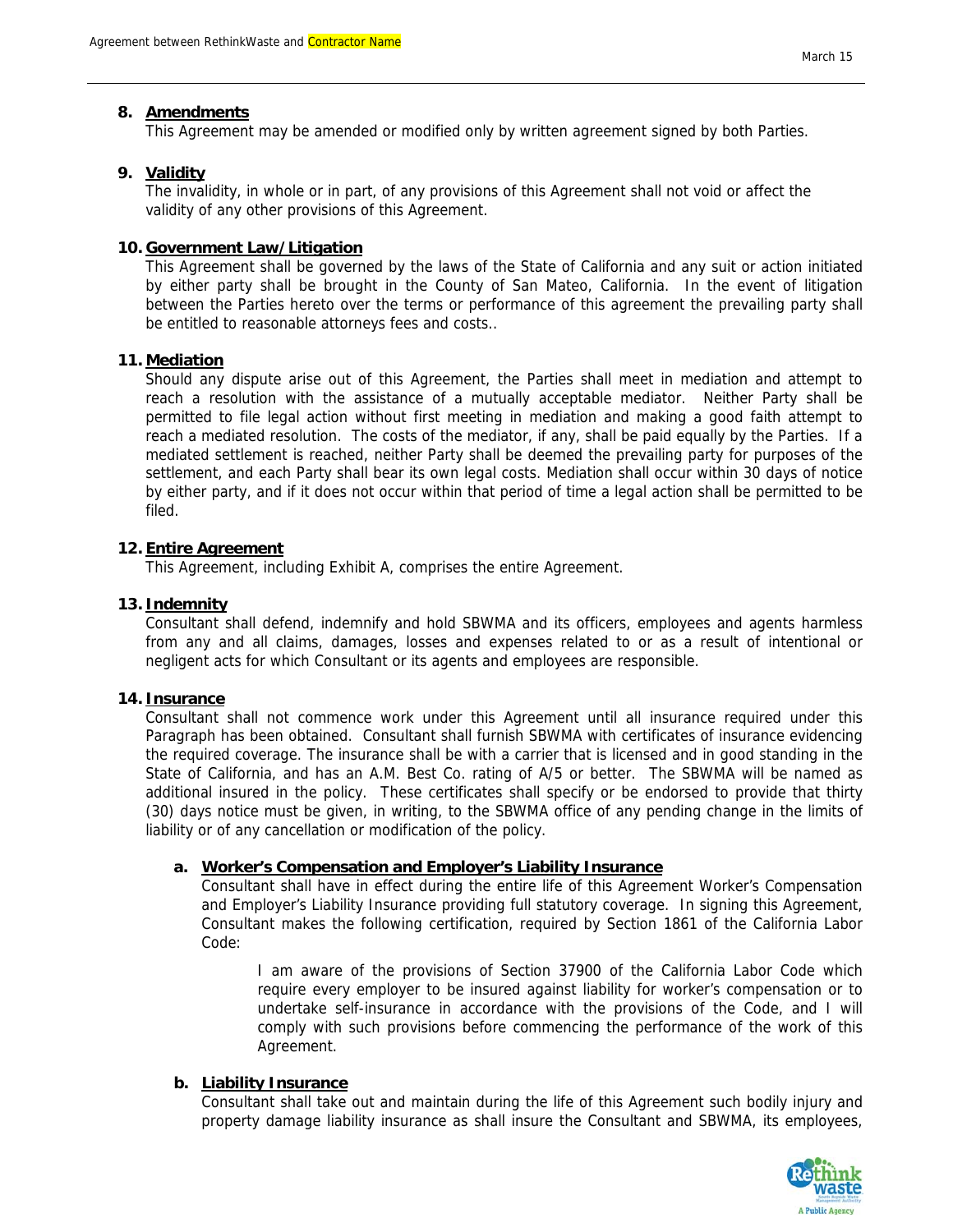**8. Amendments**

This Agreement may be amended or modified only by written agreement signed by both Parties.

**9. Validity**

The invalidity, in whole or in part, of any provisions of this Agreement shall not void or affect the validity of any other provisions of this Agreement.

**10. Government Law/Litigation**

This Agreement shall be governed by the laws of the State of California and any suit or action initiated by either party shall be brought in the County of San Mateo, California. In the event of litigation between the Parties hereto over the terms or performance of this agreement the prevailing party shall be entitled to reasonable attorneys fees and costs..

**11. Mediation**

Should any dispute arise out of this Agreement, the Parties shall meet in mediation and attempt to reach a resolution with the assistance of a mutually acceptable mediator. Neither Party shall be permitted to file legal action without first meeting in mediation and making a good faith attempt to reach a mediated resolution. The costs of the mediator, if any, shall be paid equally by the Parties. If a mediated settlement is reached, neither Party shall be deemed the prevailing party for purposes of the settlement, and each Party shall bear its own legal costs. Mediation shall occur within 30 days of notice by either party, and if it does not occur within that period of time a legal action shall be permitted to be filed.

**12. Entire Agreement**

This Agreement, including Exhibit A, comprises the entire Agreement.

**13. Indemnity**

Consultant shall defend, indemnify and hold SBWMA and its officers, employees and agents harmless from any and all claims, damages, losses and expenses related to or as a result of intentional or negligent acts for which Consultant or its agents and employees are responsible.

**14. Insurance**

Consultant shall not commence work under this Agreement until all insurance required under this Paragraph has been obtained. Consultant shall furnish SBWMA with certificates of insurance evidencing the required coverage. The insurance shall be with a carrier that is licensed and in good standing in the State of California, and has an A.M. Best Co. rating of A/5 or better. The SBWMA will be named as additional insured in the policy. These certificates shall specify or be endorsed to provide that thirty (30) days notice must be given, in writing, to the SBWMA office of any pending change in the limits of liability or of any cancellation or modification of the policy.

**a. Worker's Compensation and Employer's Liability Insurance**

Consultant shall have in effect during the entire life of this Agreement Worker's Compensation and Employer's Liability Insurance providing full statutory coverage. In signing this Agreement, Consultant makes the following certification, required by Section 1861 of the California Labor Code:

> I am aware of the provisions of Section 37900 of the California Labor Code which require every employer to be insured against liability for worker's compensation or to undertake self-insurance in accordance with the provisions of the Code, and I will comply with such provisions before commencing the performance of the work of this Agreement.

**b. Liability Insurance**

Consultant shall take out and maintain during the life of this Agreement such bodily injury and property damage liability insurance as shall insure the Consultant and SBWMA, its employees,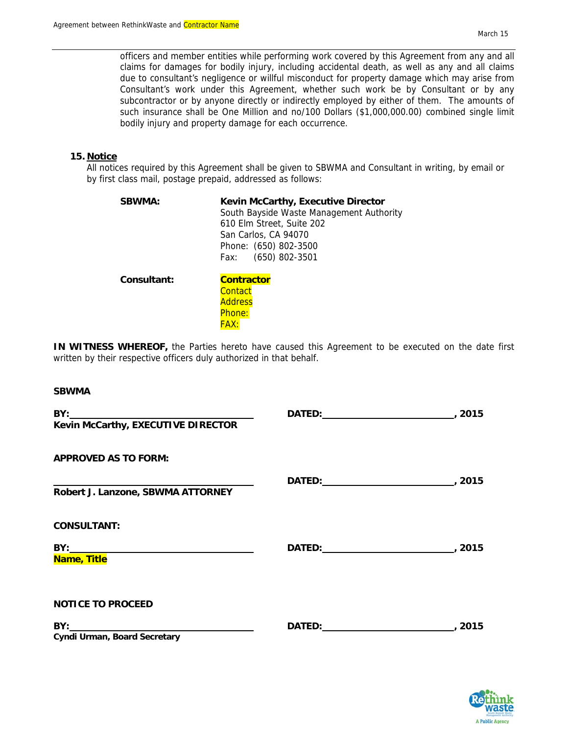officers and member entities while performing work covered by this Agreement from any and all claims for damages for bodily injury, including accidental death, as well as any and all claims due to consultant's negligence or willful misconduct for property damage which may arise from Consultant's work under this Agreement, whether such work be by Consultant or by any subcontractor or by anyone directly or indirectly employed by either of them. The amounts of such insurance shall be One Million and no/100 Dollars ($1,000,000.00) combined single limit bodily injury and property damage for each occurrence.

**15. Notice**

All notices required by this Agreement shall be given to SBWMA and Consultant in writing, by email or by first class mail, postage prepaid, addressed as follows:

**SBWMA:**

**Kevin McCarthy, Executive Director**
South Bayside Waste Management Authority
610 Elm Street, Suite 202
San Carlos, CA 94070
Phone: (650) 802-3500
Fax: (650) 802-3501

**Consultant:**

**Contractor**
Contact
Address
Phone:
FAX:

**IN WITNESS WHEREOF,** the Parties hereto have caused this Agreement to be executed on the date first written by their respective officers duly authorized in that behalf.

**SBWMA**

**BY:** ______________________________ **DATED:** ______________________, **2015**
**Kevin McCarthy, EXECUTIVE DIRECTOR**

**APPROVED AS TO FORM:**

______________________________ **DATED:** ______________________, **2015**
**Robert J. Lanzone, SBWMA ATTORNEY**

**CONSULTANT:**

**BY:** ______________________________ **DATED:** ______________________, **2015**
**Name, Title**

**NOTICE TO PROCEED**

**BY:** ______________________________ **DATED:** ______________________, **2015**
**Cyndi Urman, Board Secretary**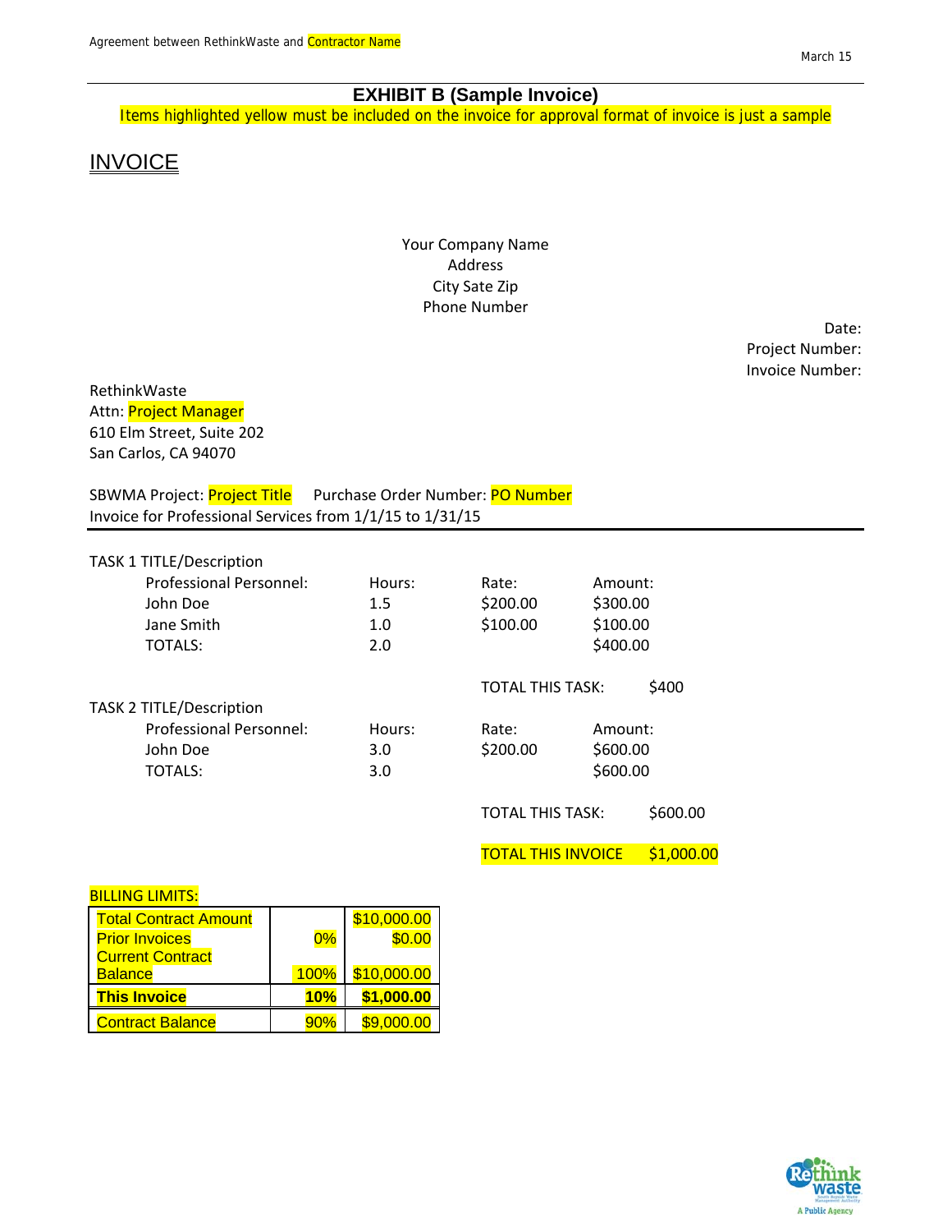## EXHIBIT B (Sample Invoice)

Items highlighted yellow must be included on the invoice for approval format of invoice is just a sample

# INVOICE

Your Company Name
Address
City Sate Zip
Phone Number

Date:
Project Number:
Invoice Number:

RethinkWaste
Attn: Project Manager
610 Elm Street, Suite 202
San Carlos, CA 94070

SBWMA Project: Project Title     Purchase Order Number: PO Number
Invoice for Professional Services from 1/1/15 to 1/31/15

TASK 1 TITLE/Description

| Professional Personnel: | Hours: | Rate: | Amount: |
|---|---|---|---|
| John Doe | 1.5 | $200.00 | $300.00 |
| Jane Smith | 1.0 | $100.00 | $100.00 |
| TOTALS: | 2.0 | | $400.00 |

TOTAL THIS TASK: $400

TASK 2 TITLE/Description

| Professional Personnel: | Hours: | Rate: | Amount: |
|---|---|---|---|
| John Doe | 3.0 | $200.00 | $600.00 |
| TOTALS: | 3.0 | | $600.00 |

TOTAL THIS TASK: $600.00

TOTAL THIS INVOICE $1,000.00

BILLING LIMITS:

| | | |
|---|---|---|
| Total Contract Amount | | $10,000.00 |
| Prior Invoices | 0% | $0.00 |
| Current Contract Balance | 100% | $10,000.00 |
| **This Invoice** | **10%** | **$1,000.00** |
| Contract Balance | 90% | $9,000.00 |